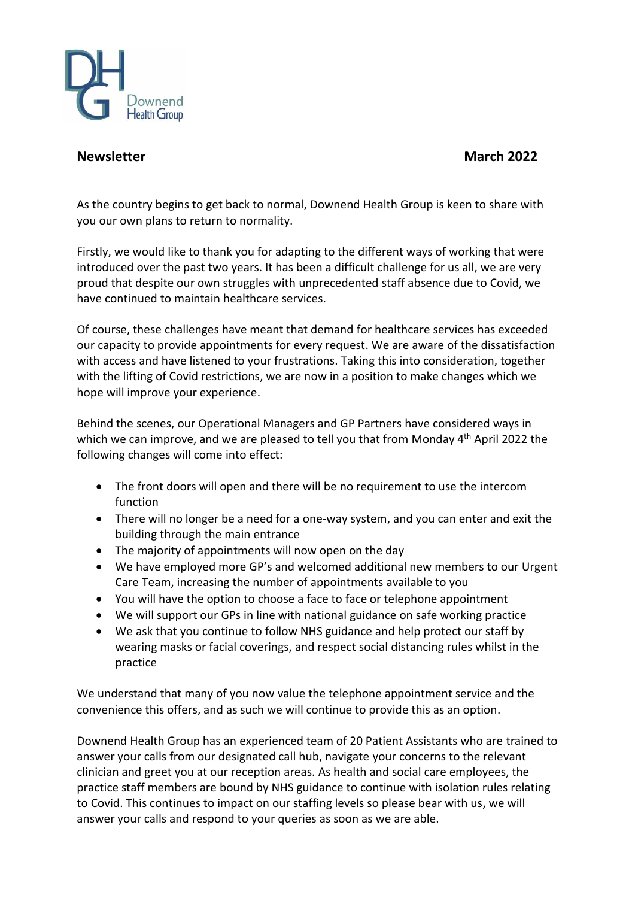Downend Health Group

**Newsletter** **March 2022**

As the country begins to get back to normal, Downend Health Group is keen to share with you our own plans to return to normality.

Firstly, we would like to thank you for adapting to the different ways of working that were introduced over the past two years. It has been a difficult challenge for us all, we are very proud that despite our own struggles with unprecedented staff absence due to Covid, we have continued to maintain healthcare services.

Of course, these challenges have meant that demand for healthcare services has exceeded our capacity to provide appointments for every request. We are aware of the dissatisfaction with access and have listened to your frustrations. Taking this into consideration, together with the lifting of Covid restrictions, we are now in a position to make changes which we hope will improve your experience.

Behind the scenes, our Operational Managers and GP Partners have considered ways in which we can improve, and we are pleased to tell you that from Monday 4th April 2022 the following changes will come into effect:

- The front doors will open and there will be no requirement to use the intercom function
- There will no longer be a need for a one-way system, and you can enter and exit the building through the main entrance
- The majority of appointments will now open on the day
- We have employed more GP's and welcomed additional new members to our Urgent Care Team, increasing the number of appointments available to you
- You will have the option to choose a face to face or telephone appointment
- We will support our GPs in line with national guidance on safe working practice
- We ask that you continue to follow NHS guidance and help protect our staff by wearing masks or facial coverings, and respect social distancing rules whilst in the practice

We understand that many of you now value the telephone appointment service and the convenience this offers, and as such we will continue to provide this as an option.

Downend Health Group has an experienced team of 20 Patient Assistants who are trained to answer your calls from our designated call hub, navigate your concerns to the relevant clinician and greet you at our reception areas. As health and social care employees, the practice staff members are bound by NHS guidance to continue with isolation rules relating to Covid. This continues to impact on our staffing levels so please bear with us, we will answer your calls and respond to your queries as soon as we are able.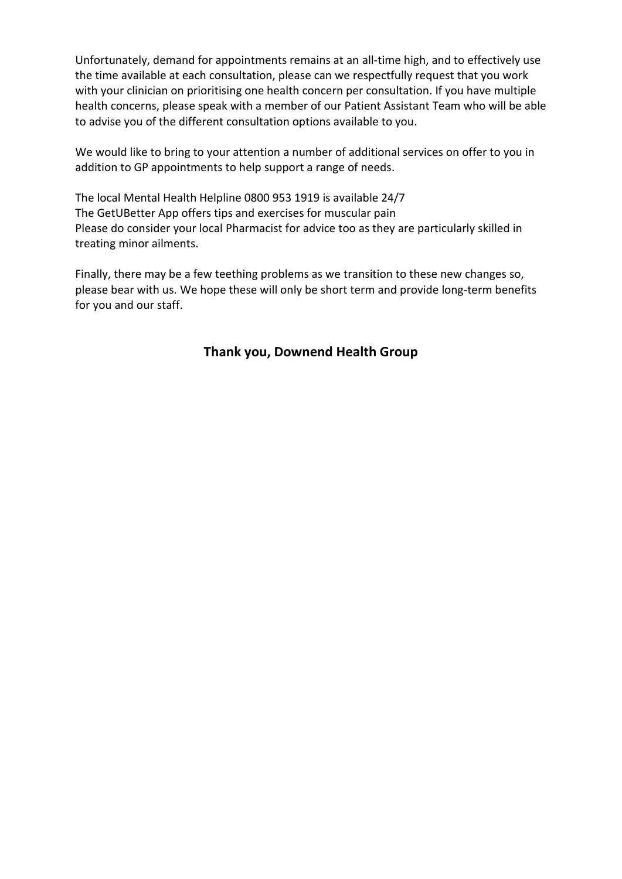Unfortunately, demand for appointments remains at an all-time high, and to effectively use the time available at each consultation, please can we respectfully request that you work with your clinician on prioritising one health concern per consultation. If you have multiple health concerns, please speak with a member of our Patient Assistant Team who will be able to advise you of the different consultation options available to you.

We would like to bring to your attention a number of additional services on offer to you in addition to GP appointments to help support a range of needs.

The local Mental Health Helpline 0800 953 1919 is available 24/7
The GetUBetter App offers tips and exercises for muscular pain
Please do consider your local Pharmacist for advice too as they are particularly skilled in treating minor ailments.

Finally, there may be a few teething problems as we transition to these new changes so, please bear with us. We hope these will only be short term and provide long-term benefits for you and our staff.

**Thank you, Downend Health Group**